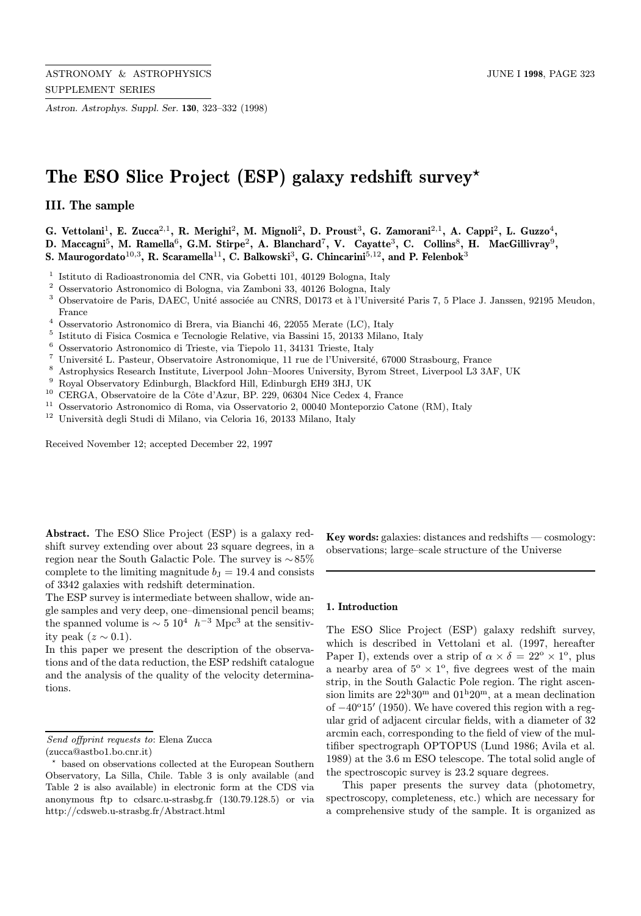# The ESO Slice Project (ESP) galaxy redshift survey*

## III. The sample

**G. Vettolani[1], E. Zucca[2,1], R. Merighi[2], M. Mignoli[2], D. Proust[3], G. Zamorani[2,1], A. Cappi[2], L. Guzzo[4], D. Maccagni[5], M. Ramella[6], G.M. Stirpe[2], A. Blanchard[7], V. Cayatte[3], C. Collins[8], H. MacGillivray[9], S. Maurogordato[10,3], R. Scaramella[11], C. Balkowski[3], G. Chincarini[5,12], and P. Felenbok[3]**

[1] Istituto di Radioastronomia del CNR, via Gobetti 101, 40129 Bologna, Italy
[2] Osservatorio Astronomico di Bologna, via Zamboni 33, 40126 Bologna, Italy
[3] Observatoire de Paris, DAEC, Unité associée au CNRS, D0173 et à l'Université Paris 7, 5 Place J. Janssen, 92195 Meudon, France
[4] Osservatorio Astronomico di Brera, via Bianchi 46, 22055 Merate (LC), Italy
[5] Istituto di Fisica Cosmica e Tecnologie Relative, via Bassini 15, 20133 Milano, Italy
[6] Osservatorio Astronomico di Trieste, via Tiepolo 11, 34131 Trieste, Italy
[7] Université L. Pasteur, Observatoire Astronomique, 11 rue de l'Université, 67000 Strasbourg, France
[8] Astrophysics Research Institute, Liverpool John–Moores University, Byrom Street, Liverpool L3 3AF, UK
[9] Royal Observatory Edinburgh, Blackford Hill, Edinburgh EH9 3HJ, UK
[10] CERGA, Observatoire de la Côte d'Azur, BP. 229, 06304 Nice Cedex 4, France
[11] Osservatorio Astronomico di Roma, via Osservatorio 2, 00040 Monteporzio Catone (RM), Italy
[12] Università degli Studi di Milano, via Celoria 16, 20133 Milano, Italy

Received November 12; accepted December 22, 1997

**Abstract.** The ESO Slice Project (ESP) is a galaxy redshift survey extending over about 23 square degrees, in a region near the South Galactic Pole. The survey is $\sim$85% complete to the limiting magnitude $b_{\rm J} = 19.4$ and consists of 3342 galaxies with redshift determination.

The ESP survey is intermediate between shallow, wide angle samples and very deep, one–dimensional pencil beams; the spanned volume is $\sim 5\;10^4\;\; h^{-3}$ Mpc$^3$ at the sensitivity peak ($z \sim 0.1$).

In this paper we present the description of the observations and of the data reduction, the ESP redshift catalogue and the analysis of the quality of the velocity determinations.

**Key words:** galaxies: distances and redshifts — cosmology: observations; large–scale structure of the Universe

### 1. Introduction

The ESO Slice Project (ESP) galaxy redshift survey, which is described in Vettolani et al. (1997, hereafter Paper I), extends over a strip of $\alpha \times \delta = 22^{\rm o} \times 1^{\rm o}$, plus a nearby area of $5^{\rm o} \times 1^{\rm o}$, five degrees west of the main strip, in the South Galactic Pole region. The right ascension limits are $22^{\rm h}30^{\rm m}$ and $01^{\rm h}20^{\rm m}$, at a mean declination of $-40^{\rm o}15'$ (1950). We have covered this region with a regular grid of adjacent circular fields, with a diameter of 32 arcmin each, corresponding to the field of view of the multifiber spectrograph OPTOPUS (Lund 1986; Avila et al. 1989) at the 3.6 m ESO telescope. The total solid angle of the spectroscopic survey is 23.2 square degrees.

This paper presents the survey data (photometry, spectroscopy, completeness, etc.) which are necessary for a comprehensive study of the sample. It is organized as

*Send offprint requests to*: Elena Zucca (zucca@astbo1.bo.cnr.it)

* based on observations collected at the European Southern Observatory, La Silla, Chile. Table 3 is only available (and Table 2 is also available) in electronic form at the CDS via anonymous ftp to cdsarc.u-strasbg.fr (130.79.128.5) or via http://cdsweb.u-strasbg.fr/Abstract.html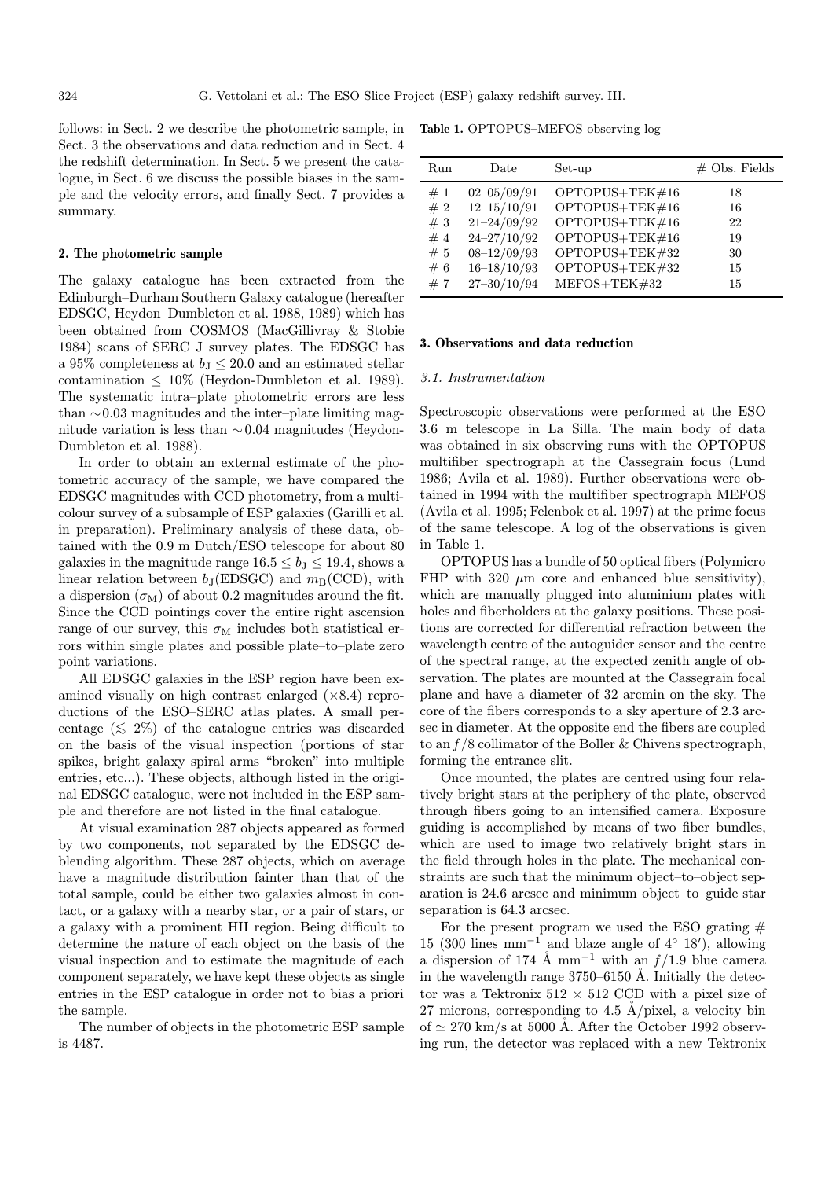follows: in Sect. 2 we describe the photometric sample, in Sect. 3 the observations and data reduction and in Sect. 4 the redshift determination. In Sect. 5 we present the catalogue, in Sect. 6 we discuss the possible biases in the sample and the velocity errors, and finally Sect. 7 provides a summary.

## 2. The photometric sample

The galaxy catalogue has been extracted from the Edinburgh–Durham Southern Galaxy catalogue (hereafter EDSGC, Heydon–Dumbleton et al. 1988, 1989) which has been obtained from COSMOS (MacGillivray & Stobie 1984) scans of SERC J survey plates. The EDSGC has a 95% completeness at $b_{\rm J} \leq 20.0$ and an estimated stellar contamination $\leq$ 10% (Heydon-Dumbleton et al. 1989). The systematic intra–plate photometric errors are less than $\sim$0.03 magnitudes and the inter–plate limiting magnitude variation is less than $\sim$0.04 magnitudes (Heydon-Dumbleton et al. 1988).

In order to obtain an external estimate of the photometric accuracy of the sample, we have compared the EDSGC magnitudes with CCD photometry, from a multicolour survey of a subsample of ESP galaxies (Garilli et al. in preparation). Preliminary analysis of these data, obtained with the 0.9 m Dutch/ESO telescope for about 80 galaxies in the magnitude range $16.5 \leq b_{\rm J} \leq 19.4$, shows a linear relation between $b_{\rm J}$(EDSGC) and $m_{\rm B}$(CCD), with a dispersion ($\sigma_{\rm M}$) of about 0.2 magnitudes around the fit. Since the CCD pointings cover the entire right ascension range of our survey, this $\sigma_{\rm M}$ includes both statistical errors within single plates and possible plate–to–plate zero point variations.

All EDSGC galaxies in the ESP region have been examined visually on high contrast enlarged ($\times$8.4) reproductions of the ESO–SERC atlas plates. A small percentage ($\lesssim$ 2%) of the catalogue entries was discarded on the basis of the visual inspection (portions of star spikes, bright galaxy spiral arms "broken" into multiple entries, etc...). These objects, although listed in the original EDSGC catalogue, were not included in the ESP sample and therefore are not listed in the final catalogue.

At visual examination 287 objects appeared as formed by two components, not separated by the EDSGC deblending algorithm. These 287 objects, which on average have a magnitude distribution fainter than that of the total sample, could be either two galaxies almost in contact, or a galaxy with a nearby star, or a pair of stars, or a galaxy with a prominent HII region. Being difficult to determine the nature of each object on the basis of the visual inspection and to estimate the magnitude of each component separately, we have kept these objects as single entries in the ESP catalogue in order not to bias a priori the sample.

The number of objects in the photometric ESP sample is 4487.

**Table 1.** OPTOPUS–MEFOS observing log

| Run | Date | Set-up | # Obs. Fields |
|---|---|---|---|
| # 1 | 02–05/09/91 | OPTOPUS+TEK#16 | 18 |
| # 2 | 12–15/10/91 | OPTOPUS+TEK#16 | 16 |
| # 3 | 21–24/09/92 | OPTOPUS+TEK#16 | 22 |
| # 4 | 24–27/10/92 | OPTOPUS+TEK#16 | 19 |
| # 5 | 08–12/09/93 | OPTOPUS+TEK#32 | 30 |
| # 6 | 16–18/10/93 | OPTOPUS+TEK#32 | 15 |
| # 7 | 27–30/10/94 | MEFOS+TEK#32 | 15 |

## 3. Observations and data reduction

### 3.1. Instrumentation

Spectroscopic observations were performed at the ESO 3.6 m telescope in La Silla. The main body of data was obtained in six observing runs with the OPTOPUS multifiber spectrograph at the Cassegrain focus (Lund 1986; Avila et al. 1989). Further observations were obtained in 1994 with the multifiber spectrograph MEFOS (Avila et al. 1995; Felenbok et al. 1997) at the prime focus of the same telescope. A log of the observations is given in Table 1.

OPTOPUS has a bundle of 50 optical fibers (Polymicro FHP with 320 $\mu$m core and enhanced blue sensitivity), which are manually plugged into aluminium plates with holes and fiberholders at the galaxy positions. These positions are corrected for differential refraction between the wavelength centre of the autoguider sensor and the centre of the spectral range, at the expected zenith angle of observation. The plates are mounted at the Cassegrain focal plane and have a diameter of 32 arcmin on the sky. The core of the fibers corresponds to a sky aperture of 2.3 arcsec in diameter. At the opposite end the fibers are coupled to an $f/8$ collimator of the Boller & Chivens spectrograph, forming the entrance slit.

Once mounted, the plates are centred using four relatively bright stars at the periphery of the plate, observed through fibers going to an intensified camera. Exposure guiding is accomplished by means of two fiber bundles, which are used to image two relatively bright stars in the field through holes in the plate. The mechanical constraints are such that the minimum object–to–object separation is 24.6 arcsec and minimum object–to–guide star separation is 64.3 arcsec.

For the present program we used the ESO grating # 15 (300 lines mm$^{-1}$ and blaze angle of 4° 18′), allowing a dispersion of 174 Å mm$^{-1}$ with an $f/1.9$ blue camera in the wavelength range 3750–6150 Å. Initially the detector was a Tektronix 512 $\times$ 512 CCD with a pixel size of 27 microns, corresponding to 4.5 Å/pixel, a velocity bin of $\simeq$ 270 km/s at 5000 Å. After the October 1992 observing run, the detector was replaced with a new Tektronix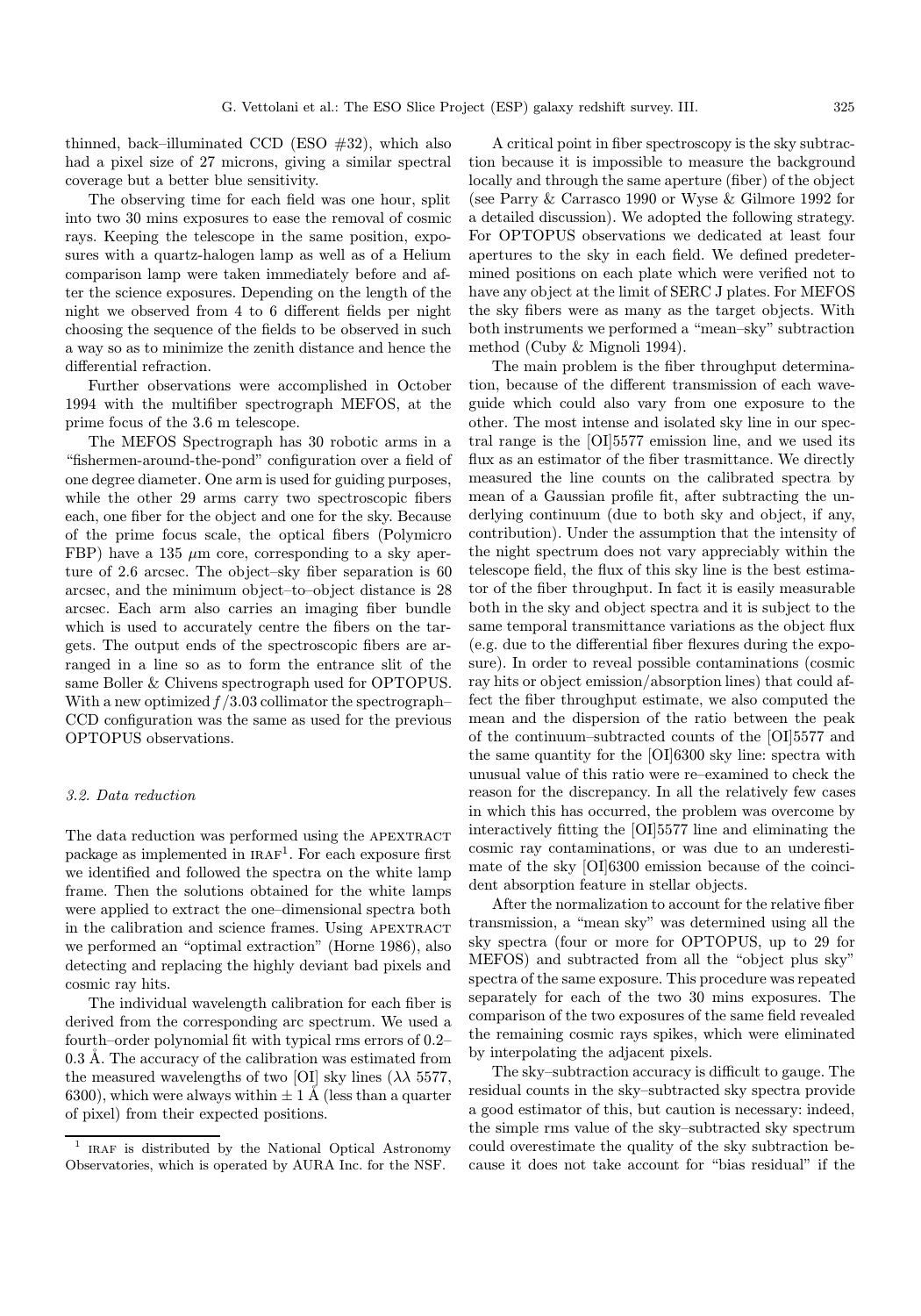thinned, back–illuminated CCD (ESO #32), which also had a pixel size of 27 microns, giving a similar spectral coverage but a better blue sensitivity.

The observing time for each field was one hour, split into two 30 mins exposures to ease the removal of cosmic rays. Keeping the telescope in the same position, exposures with a quartz-halogen lamp as well as of a Helium comparison lamp were taken immediately before and after the science exposures. Depending on the length of the night we observed from 4 to 6 different fields per night choosing the sequence of the fields to be observed in such a way so as to minimize the zenith distance and hence the differential refraction.

Further observations were accomplished in October 1994 with the multifiber spectrograph MEFOS, at the prime focus of the 3.6 m telescope.

The MEFOS Spectrograph has 30 robotic arms in a "fishermen-around-the-pond" configuration over a field of one degree diameter. One arm is used for guiding purposes, while the other 29 arms carry two spectroscopic fibers each, one fiber for the object and one for the sky. Because of the prime focus scale, the optical fibers (Polymicro FBP) have a 135 $\mu$m core, corresponding to a sky aperture of 2.6 arcsec. The object–sky fiber separation is 60 arcsec, and the minimum object–to–object distance is 28 arcsec. Each arm also carries an imaging fiber bundle which is used to accurately centre the fibers on the targets. The output ends of the spectroscopic fibers are arranged in a line so as to form the entrance slit of the same Boller & Chivens spectrograph used for OPTOPUS. With a new optimized $f/3.03$ collimator the spectrograph–CCD configuration was the same as used for the previous OPTOPUS observations.

### 3.2. Data reduction

The data reduction was performed using the APEXTRACT package as implemented in IRAF[1]. For each exposure first we identified and followed the spectra on the white lamp frame. Then the solutions obtained for the white lamps were applied to extract the one–dimensional spectra both in the calibration and science frames. Using APEXTRACT we performed an "optimal extraction" (Horne 1986), also detecting and replacing the highly deviant bad pixels and cosmic ray hits.

The individual wavelength calibration for each fiber is derived from the corresponding arc spectrum. We used a fourth–order polynomial fit with typical rms errors of 0.2–0.3 Å. The accuracy of the calibration was estimated from the measured wavelengths of two [OI] sky lines ($\lambda\lambda$ 5577, 6300), which were always within ± 1 Å (less than a quarter of pixel) from their expected positions.

A critical point in fiber spectroscopy is the sky subtraction because it is impossible to measure the background locally and through the same aperture (fiber) of the object (see Parry & Carrasco 1990 or Wyse & Gilmore 1992 for a detailed discussion). We adopted the following strategy. For OPTOPUS observations we dedicated at least four apertures to the sky in each field. We defined predetermined positions on each plate which were verified not to have any object at the limit of SERC J plates. For MEFOS the sky fibers were as many as the target objects. With both instruments we performed a "mean–sky" subtraction method (Cuby & Mignoli 1994).

The main problem is the fiber throughput determination, because of the different transmission of each waveguide which could also vary from one exposure to the other. The most intense and isolated sky line in our spectral range is the [OI]5577 emission line, and we used its flux as an estimator of the fiber trasmittance. We directly measured the line counts on the calibrated spectra by mean of a Gaussian profile fit, after subtracting the underlying continuum (due to both sky and object, if any, contribution). Under the assumption that the intensity of the night spectrum does not vary appreciably within the telescope field, the flux of this sky line is the best estimator of the fiber throughput. In fact it is easily measurable both in the sky and object spectra and it is subject to the same temporal transmittance variations as the object flux (e.g. due to the differential fiber flexures during the exposure). In order to reveal possible contaminations (cosmic ray hits or object emission/absorption lines) that could affect the fiber throughput estimate, we also computed the mean and the dispersion of the ratio between the peak of the continuum–subtracted counts of the [OI]5577 and the same quantity for the [OI]6300 sky line: spectra with unusual value of this ratio were re–examined to check the reason for the discrepancy. In all the relatively few cases in which this has occurred, the problem was overcome by interactively fitting the [OI]5577 line and eliminating the cosmic ray contaminations, or was due to an underestimate of the sky [OI]6300 emission because of the coincident absorption feature in stellar objects.

After the normalization to account for the relative fiber transmission, a "mean sky" was determined using all the sky spectra (four or more for OPTOPUS, up to 29 for MEFOS) and subtracted from all the "object plus sky" spectra of the same exposure. This procedure was repeated separately for each of the two 30 mins exposures. The comparison of the two exposures of the same field revealed the remaining cosmic rays spikes, which were eliminated by interpolating the adjacent pixels.

The sky–subtraction accuracy is difficult to gauge. The residual counts in the sky–subtracted sky spectra provide a good estimator of this, but caution is necessary: indeed, the simple rms value of the sky–subtracted sky spectrum could overestimate the quality of the sky subtraction because it does not take account for "bias residual" if the

[1] IRAF is distributed by the National Optical Astronomy Observatories, which is operated by AURA Inc. for the NSF.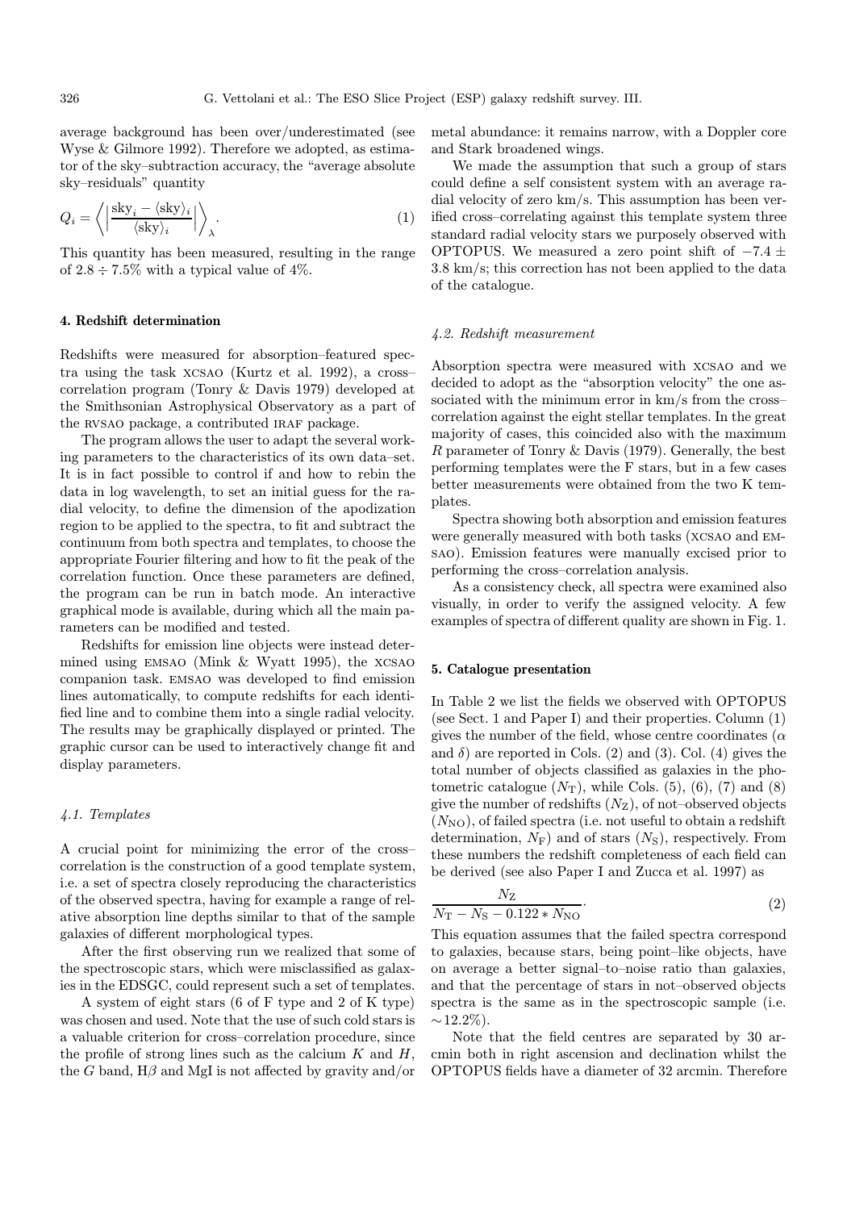average background has been over/underestimated (see Wyse & Gilmore 1992). Therefore we adopted, as estimator of the sky–subtraction accuracy, the "average absolute sky–residuals" quantity

$$Q_i = \left\langle \left| \frac{\mathrm{sky}_i - \langle \mathrm{sky} \rangle_i}{\langle \mathrm{sky} \rangle_i} \right| \right\rangle_\lambda . \tag{1}$$

This quantity has been measured, resulting in the range of $2.8 \div 7.5\%$ with a typical value of 4%.

## 4. Redshift determination

Redshifts were measured for absorption–featured spectra using the task XCSAO (Kurtz et al. 1992), a cross–correlation program (Tonry & Davis 1979) developed at the Smithsonian Astrophysical Observatory as a part of the RVSAO package, a contributed IRAF package.

The program allows the user to adapt the several working parameters to the characteristics of its own data–set. It is in fact possible to control if and how to rebin the data in log wavelength, to set an initial guess for the radial velocity, to define the dimension of the apodization region to be applied to the spectra, to fit and subtract the continuum from both spectra and templates, to choose the appropriate Fourier filtering and how to fit the peak of the correlation function. Once these parameters are defined, the program can be run in batch mode. An interactive graphical mode is available, during which all the main parameters can be modified and tested.

Redshifts for emission line objects were instead determined using EMSAO (Mink & Wyatt 1995), the XCSAO companion task. EMSAO was developed to find emission lines automatically, to compute redshifts for each identified line and to combine them into a single radial velocity. The results may be graphically displayed or printed. The graphic cursor can be used to interactively change fit and display parameters.

### *4.1. Templates*

A crucial point for minimizing the error of the cross–correlation is the construction of a good template system, i.e. a set of spectra closely reproducing the characteristics of the observed spectra, having for example a range of relative absorption line depths similar to that of the sample galaxies of different morphological types.

After the first observing run we realized that some of the spectroscopic stars, which were misclassified as galaxies in the EDSGC, could represent such a set of templates.

A system of eight stars (6 of F type and 2 of K type) was chosen and used. Note that the use of such cold stars is a valuable criterion for cross–correlation procedure, since the profile of strong lines such as the calcium $K$ and $H$, the $G$ band, H$\beta$ and MgI is not affected by gravity and/or metal abundance: it remains narrow, with a Doppler core and Stark broadened wings.

We made the assumption that such a group of stars could define a self consistent system with an average radial velocity of zero km/s. This assumption has been verified cross–correlating against this template system three standard radial velocity stars we purposely observed with OPTOPUS. We measured a zero point shift of $-7.4 \pm 3.8$ km/s; this correction has not been applied to the data of the catalogue.

### *4.2. Redshift measurement*

Absorption spectra were measured with XCSAO and we decided to adopt as the "absorption velocity" the one associated with the minimum error in km/s from the cross–correlation against the eight stellar templates. In the great majority of cases, this coincided also with the maximum $R$ parameter of Tonry & Davis (1979). Generally, the best performing templates were the F stars, but in a few cases better measurements were obtained from the two K templates.

Spectra showing both absorption and emission features were generally measured with both tasks (XCSAO and EMSAO). Emission features were manually excised prior to performing the cross–correlation analysis.

As a consistency check, all spectra were examined also visually, in order to verify the assigned velocity. A few examples of spectra of different quality are shown in Fig. 1.

## 5. Catalogue presentation

In Table 2 we list the fields we observed with OPTOPUS (see Sect. 1 and Paper I) and their properties. Column (1) gives the number of the field, whose centre coordinates ($\alpha$ and $\delta$) are reported in Cols. (2) and (3). Col. (4) gives the total number of objects classified as galaxies in the photometric catalogue ($N_{\mathrm{T}}$), while Cols. (5), (6), (7) and (8) give the number of redshifts ($N_{\mathrm{Z}}$), of not–observed objects ($N_{\mathrm{NO}}$), of failed spectra (i.e. not useful to obtain a redshift determination, $N_{\mathrm{F}}$) and of stars ($N_{\mathrm{S}}$), respectively. From these numbers the redshift completeness of each field can be derived (see also Paper I and Zucca et al. 1997) as

$$\frac{N_{\mathrm{Z}}}{N_{\mathrm{T}} - N_{\mathrm{S}} - 0.122 * N_{\mathrm{NO}}}. \tag{2}$$

This equation assumes that the failed spectra correspond to galaxies, because stars, being point–like objects, have on average a better signal–to–noise ratio than galaxies, and that the percentage of stars in not–observed objects spectra is the same as in the spectroscopic sample (i.e. $\sim 12.2\%$).

Note that the field centres are separated by 30 arcmin both in right ascension and declination whilst the OPTOPUS fields have a diameter of 32 arcmin. Therefore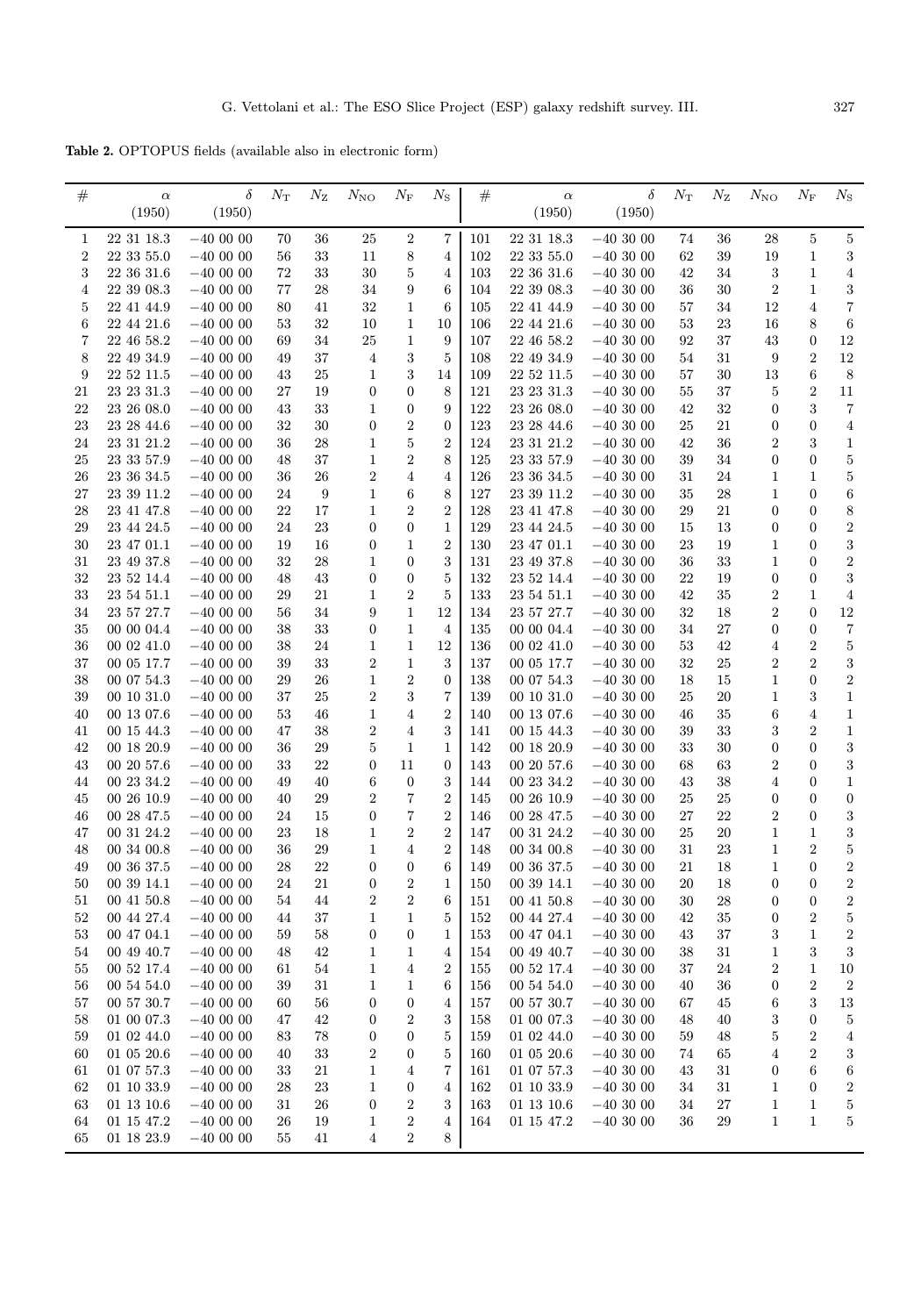**Table 2.** OPTOPUS fields (available also in electronic form)

| # | $\alpha$ (1950) | $\delta$ (1950) | $N_{\rm T}$ | $N_{\rm Z}$ | $N_{\rm NO}$ | $N_{\rm F}$ | $N_{\rm S}$ | # | $\alpha$ (1950) | $\delta$ (1950) | $N_{\rm T}$ | $N_{\rm Z}$ | $N_{\rm NO}$ | $N_{\rm F}$ | $N_{\rm S}$ |
|---|---|---|---|---|---|---|---|---|---|---|---|---|---|---|---|
| 1 | 22 31 18.3 | −40 00 00 | 70 | 36 | 25 | 2 | 7 | 101 | 22 31 18.3 | −40 30 00 | 74 | 36 | 28 | 5 | 5 |
| 2 | 22 33 55.0 | −40 00 00 | 56 | 33 | 11 | 8 | 4 | 102 | 22 33 55.0 | −40 30 00 | 62 | 39 | 19 | 1 | 3 |
| 3 | 22 36 31.6 | −40 00 00 | 72 | 33 | 30 | 5 | 4 | 103 | 22 36 31.6 | −40 30 00 | 42 | 34 | 3 | 1 | 4 |
| 4 | 22 39 08.3 | −40 00 00 | 77 | 28 | 34 | 9 | 6 | 104 | 22 39 08.3 | −40 30 00 | 36 | 30 | 2 | 1 | 3 |
| 5 | 22 41 44.9 | −40 00 00 | 80 | 41 | 32 | 1 | 6 | 105 | 22 41 44.9 | −40 30 00 | 57 | 34 | 12 | 4 | 7 |
| 6 | 22 44 21.6 | −40 00 00 | 53 | 32 | 10 | 1 | 10 | 106 | 22 44 21.6 | −40 30 00 | 53 | 23 | 16 | 8 | 6 |
| 7 | 22 46 58.2 | −40 00 00 | 69 | 34 | 25 | 1 | 9 | 107 | 22 46 58.2 | −40 30 00 | 92 | 37 | 43 | 0 | 12 |
| 8 | 22 49 34.9 | −40 00 00 | 49 | 37 | 4 | 3 | 5 | 108 | 22 49 34.9 | −40 30 00 | 54 | 31 | 9 | 2 | 12 |
| 9 | 22 52 11.5 | −40 00 00 | 43 | 25 | 1 | 3 | 14 | 109 | 22 52 11.5 | −40 30 00 | 57 | 30 | 13 | 6 | 8 |
| 21 | 23 23 31.3 | −40 00 00 | 27 | 19 | 0 | 0 | 8 | 121 | 23 23 31.3 | −40 30 00 | 55 | 37 | 5 | 2 | 11 |
| 22 | 23 26 08.0 | −40 00 00 | 43 | 33 | 1 | 0 | 9 | 122 | 23 26 08.0 | −40 30 00 | 42 | 32 | 0 | 3 | 7 |
| 23 | 23 28 44.6 | −40 00 00 | 32 | 30 | 0 | 2 | 0 | 123 | 23 28 44.6 | −40 30 00 | 25 | 21 | 0 | 0 | 4 |
| 24 | 23 31 21.2 | −40 00 00 | 36 | 28 | 1 | 5 | 2 | 124 | 23 31 21.2 | −40 30 00 | 42 | 36 | 2 | 3 | 1 |
| 25 | 23 33 57.9 | −40 00 00 | 48 | 37 | 1 | 2 | 8 | 125 | 23 33 57.9 | −40 30 00 | 39 | 34 | 0 | 0 | 5 |
| 26 | 23 36 34.5 | −40 00 00 | 36 | 26 | 2 | 4 | 4 | 126 | 23 36 34.5 | −40 30 00 | 31 | 24 | 1 | 1 | 5 |
| 27 | 23 39 11.2 | −40 00 00 | 24 | 9 | 1 | 6 | 8 | 127 | 23 39 11.2 | −40 30 00 | 35 | 28 | 1 | 0 | 6 |
| 28 | 23 41 47.8 | −40 00 00 | 22 | 17 | 1 | 2 | 2 | 128 | 23 41 47.8 | −40 30 00 | 29 | 21 | 0 | 0 | 8 |
| 29 | 23 44 24.5 | −40 00 00 | 24 | 23 | 0 | 0 | 1 | 129 | 23 44 24.5 | −40 30 00 | 15 | 13 | 0 | 0 | 2 |
| 30 | 23 47 01.1 | −40 00 00 | 19 | 16 | 0 | 1 | 2 | 130 | 23 47 01.1 | −40 30 00 | 23 | 19 | 1 | 0 | 3 |
| 31 | 23 49 37.8 | −40 00 00 | 32 | 28 | 1 | 0 | 3 | 131 | 23 49 37.8 | −40 30 00 | 36 | 33 | 1 | 0 | 2 |
| 32 | 23 52 14.4 | −40 00 00 | 48 | 43 | 0 | 0 | 5 | 132 | 23 52 14.4 | −40 30 00 | 22 | 19 | 0 | 0 | 3 |
| 33 | 23 54 51.1 | −40 00 00 | 29 | 21 | 1 | 2 | 5 | 133 | 23 54 51.1 | −40 30 00 | 42 | 35 | 2 | 1 | 4 |
| 34 | 23 57 27.7 | −40 00 00 | 56 | 34 | 9 | 1 | 12 | 134 | 23 57 27.7 | −40 30 00 | 32 | 18 | 2 | 0 | 12 |
| 35 | 00 00 04.4 | −40 00 00 | 38 | 33 | 0 | 1 | 4 | 135 | 00 00 04.4 | −40 30 00 | 34 | 27 | 0 | 0 | 7 |
| 36 | 00 02 41.0 | −40 00 00 | 38 | 24 | 1 | 1 | 12 | 136 | 00 02 41.0 | −40 30 00 | 53 | 42 | 4 | 2 | 5 |
| 37 | 00 05 17.7 | −40 00 00 | 39 | 33 | 2 | 1 | 3 | 137 | 00 05 17.7 | −40 30 00 | 32 | 25 | 2 | 2 | 3 |
| 38 | 00 07 54.3 | −40 00 00 | 29 | 26 | 1 | 2 | 0 | 138 | 00 07 54.3 | −40 30 00 | 18 | 15 | 1 | 0 | 2 |
| 39 | 00 10 31.0 | −40 00 00 | 37 | 25 | 2 | 3 | 7 | 139 | 00 10 31.0 | −40 30 00 | 25 | 20 | 1 | 3 | 1 |
| 40 | 00 13 07.6 | −40 00 00 | 53 | 46 | 1 | 4 | 2 | 140 | 00 13 07.6 | −40 30 00 | 46 | 35 | 6 | 4 | 1 |
| 41 | 00 15 44.3 | −40 00 00 | 47 | 38 | 2 | 4 | 3 | 141 | 00 15 44.3 | −40 30 00 | 39 | 33 | 3 | 2 | 1 |
| 42 | 00 18 20.9 | −40 00 00 | 36 | 29 | 5 | 1 | 1 | 142 | 00 18 20.9 | −40 30 00 | 33 | 30 | 0 | 0 | 3 |
| 43 | 00 20 57.6 | −40 00 00 | 33 | 22 | 0 | 11 | 0 | 143 | 00 20 57.6 | −40 30 00 | 68 | 63 | 2 | 0 | 3 |
| 44 | 00 23 34.2 | −40 00 00 | 49 | 40 | 6 | 0 | 3 | 144 | 00 23 34.2 | −40 30 00 | 43 | 38 | 4 | 0 | 1 |
| 45 | 00 26 10.9 | −40 00 00 | 40 | 29 | 2 | 7 | 2 | 145 | 00 26 10.9 | −40 30 00 | 25 | 25 | 0 | 0 | 0 |
| 46 | 00 28 47.5 | −40 00 00 | 24 | 15 | 0 | 7 | 2 | 146 | 00 28 47.5 | −40 30 00 | 27 | 22 | 2 | 0 | 3 |
| 47 | 00 31 24.2 | −40 00 00 | 23 | 18 | 1 | 2 | 2 | 147 | 00 31 24.2 | −40 30 00 | 25 | 20 | 1 | 1 | 3 |
| 48 | 00 34 00.8 | −40 00 00 | 36 | 29 | 1 | 4 | 2 | 148 | 00 34 00.8 | −40 30 00 | 31 | 23 | 1 | 2 | 5 |
| 49 | 00 36 37.5 | −40 00 00 | 28 | 22 | 0 | 0 | 6 | 149 | 00 36 37.5 | −40 30 00 | 21 | 18 | 1 | 0 | 2 |
| 50 | 00 39 14.1 | −40 00 00 | 24 | 21 | 0 | 2 | 1 | 150 | 00 39 14.1 | −40 30 00 | 20 | 18 | 0 | 0 | 2 |
| 51 | 00 41 50.8 | −40 00 00 | 54 | 44 | 2 | 2 | 6 | 151 | 00 41 50.8 | −40 30 00 | 30 | 28 | 0 | 0 | 2 |
| 52 | 00 44 27.4 | −40 00 00 | 44 | 37 | 1 | 1 | 5 | 152 | 00 44 27.4 | −40 30 00 | 42 | 35 | 0 | 2 | 5 |
| 53 | 00 47 04.1 | −40 00 00 | 59 | 58 | 0 | 0 | 1 | 153 | 00 47 04.1 | −40 30 00 | 43 | 37 | 3 | 1 | 2 |
| 54 | 00 49 40.7 | −40 00 00 | 48 | 42 | 1 | 1 | 4 | 154 | 00 49 40.7 | −40 30 00 | 38 | 31 | 1 | 3 | 3 |
| 55 | 00 52 17.4 | −40 00 00 | 61 | 54 | 1 | 4 | 2 | 155 | 00 52 17.4 | −40 30 00 | 37 | 24 | 2 | 1 | 10 |
| 56 | 00 54 54.0 | −40 00 00 | 39 | 31 | 1 | 1 | 6 | 156 | 00 54 54.0 | −40 30 00 | 40 | 36 | 0 | 2 | 2 |
| 57 | 00 57 30.7 | −40 00 00 | 60 | 56 | 0 | 0 | 4 | 157 | 00 57 30.7 | −40 30 00 | 67 | 45 | 6 | 3 | 13 |
| 58 | 01 00 07.3 | −40 00 00 | 47 | 42 | 0 | 2 | 3 | 158 | 01 00 07.3 | −40 30 00 | 48 | 40 | 3 | 0 | 5 |
| 59 | 01 02 44.0 | −40 00 00 | 83 | 78 | 0 | 0 | 5 | 159 | 01 02 44.0 | −40 30 00 | 59 | 48 | 5 | 2 | 4 |
| 60 | 01 05 20.6 | −40 00 00 | 40 | 33 | 2 | 0 | 5 | 160 | 01 05 20.6 | −40 30 00 | 74 | 65 | 4 | 2 | 3 |
| 61 | 01 07 57.3 | −40 00 00 | 33 | 21 | 1 | 4 | 7 | 161 | 01 07 57.3 | −40 30 00 | 43 | 31 | 0 | 6 | 6 |
| 62 | 01 10 33.9 | −40 00 00 | 28 | 23 | 1 | 0 | 4 | 162 | 01 10 33.9 | −40 30 00 | 34 | 31 | 1 | 0 | 2 |
| 63 | 01 13 10.6 | −40 00 00 | 31 | 26 | 0 | 2 | 3 | 163 | 01 13 10.6 | −40 30 00 | 34 | 27 | 1 | 1 | 5 |
| 64 | 01 15 47.2 | −40 00 00 | 26 | 19 | 1 | 2 | 4 | 164 | 01 15 47.2 | −40 30 00 | 36 | 29 | 1 | 1 | 5 |
| 65 | 01 18 23.9 | −40 00 00 | 55 | 41 | 4 | 2 | 8 | | | | | | | | |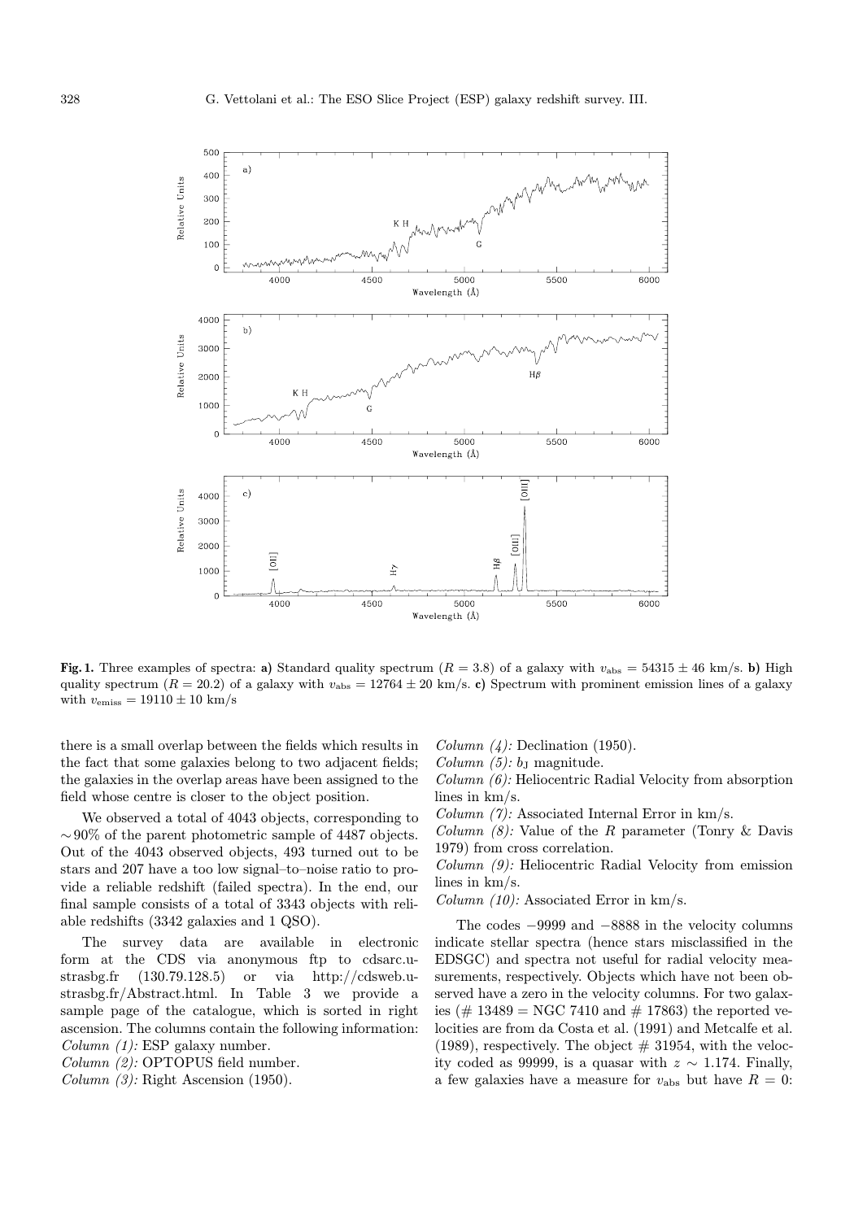a)

500
400
300
200
100
0

Relative Units

K H

G

4000 4500 5000 5500 6000

Wavelength (Å)

b)

4000
3000
2000
1000
0

Relative Units

K H

G

Hβ

4000 4500 5000 5500 6000

Wavelength (Å)

c)

4000
3000
2000
1000
0

Relative Units

[OII]

Hγ

Hβ

[OIII]

[OIII]

4000 4500 5000 5500 6000

Wavelength (Å)

**Fig. 1.** Three examples of spectra: **a)** Standard quality spectrum ($R = 3.8$) of a galaxy with $v_{\rm abs} = 54315 \pm 46$ km/s. **b)** High quality spectrum ($R = 20.2$) of a galaxy with $v_{\rm abs} = 12764 \pm 20$ km/s. **c)** Spectrum with prominent emission lines of a galaxy with $v_{\rm emiss} = 19110 \pm 10$ km/s

there is a small overlap between the fields which results in the fact that some galaxies belong to two adjacent fields; the galaxies in the overlap areas have been assigned to the field whose centre is closer to the object position.

We observed a total of 4043 objects, corresponding to $\sim 90\%$ of the parent photometric sample of 4487 objects. Out of the 4043 observed objects, 493 turned out to be stars and 207 have a too low signal–to–noise ratio to provide a reliable redshift (failed spectra). In the end, our final sample consists of a total of 3343 objects with reliable redshifts (3342 galaxies and 1 QSO).

The survey data are available in electronic form at the CDS via anonymous ftp to cdsarc.u-strasbg.fr (130.79.128.5) or via http://cdsweb.u-strasbg.fr/Abstract.html. In Table 3 we provide a sample page of the catalogue, which is sorted in right ascension. The columns contain the following information:

*Column (1):* ESP galaxy number.
*Column (2):* OPTOPUS field number.
*Column (3):* Right Ascension (1950).
*Column (4):* Declination (1950).
*Column (5):* $b_{\rm J}$ magnitude.
*Column (6):* Heliocentric Radial Velocity from absorption lines in km/s.
*Column (7):* Associated Internal Error in km/s.
*Column (8):* Value of the $R$ parameter (Tonry & Davis 1979) from cross correlation.
*Column (9):* Heliocentric Radial Velocity from emission lines in km/s.
*Column (10):* Associated Error in km/s.

The codes $-9999$ and $-8888$ in the velocity columns indicate stellar spectra (hence stars misclassified in the EDSGC) and spectra not useful for radial velocity measurements, respectively. Objects which have not been observed have a zero in the velocity columns. For two galaxies (# 13489 = NGC 7410 and # 17863) the reported velocities are from da Costa et al. (1991) and Metcalfe et al. (1989), respectively. The object # 31954, with the velocity coded as 99999, is a quasar with $z \sim 1.174$. Finally, a few galaxies have a measure for $v_{\rm abs}$ but have $R = 0$: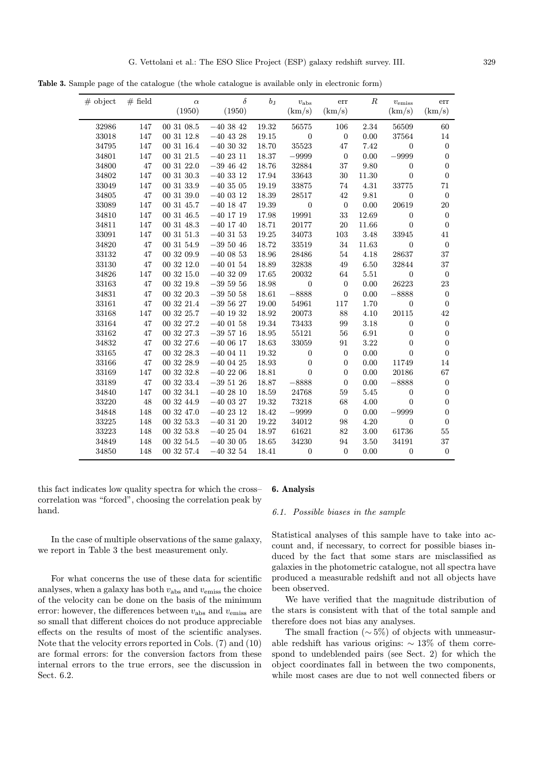**Table 3.** Sample page of the catalogue (the whole catalogue is available only in electronic form)

| # object | # field | $\alpha$ (1950) | $\delta$ (1950) | $b_{\rm J}$ | $v_{\rm abs}$ (km/s) | err (km/s) | $R$ | $v_{\rm emiss}$ (km/s) | err (km/s) |
|---|---|---|---|---|---|---|---|---|---|
| 32986 | 147 | 00 31 08.5 | −40 38 42 | 19.32 | 56575 | 106 | 2.34 | 56509 | 60 |
| 33018 | 147 | 00 31 12.8 | −40 43 28 | 19.15 | 0 | 0 | 0.00 | 37564 | 14 |
| 34795 | 147 | 00 31 16.4 | −40 30 32 | 18.70 | 35523 | 47 | 7.42 | 0 | 0 |
| 34801 | 147 | 00 31 21.5 | −40 23 11 | 18.37 | −9999 | 0 | 0.00 | −9999 | 0 |
| 34800 | 47 | 00 31 22.0 | −39 46 42 | 18.76 | 32884 | 37 | 9.80 | 0 | 0 |
| 34802 | 147 | 00 31 30.3 | −40 33 12 | 17.94 | 33643 | 30 | 11.30 | 0 | 0 |
| 33049 | 147 | 00 31 33.9 | −40 35 05 | 19.19 | 33875 | 74 | 4.31 | 33775 | 71 |
| 34805 | 47 | 00 31 39.0 | −40 03 12 | 18.39 | 28517 | 42 | 9.81 | 0 | 0 |
| 33089 | 147 | 00 31 45.7 | −40 18 47 | 19.39 | 0 | 0 | 0.00 | 20619 | 20 |
| 34810 | 147 | 00 31 46.5 | −40 17 19 | 17.98 | 19991 | 33 | 12.69 | 0 | 0 |
| 34811 | 147 | 00 31 48.3 | −40 17 40 | 18.71 | 20177 | 20 | 11.66 | 0 | 0 |
| 33091 | 147 | 00 31 51.3 | −40 31 53 | 19.25 | 34073 | 103 | 3.48 | 33945 | 41 |
| 34820 | 47 | 00 31 54.9 | −39 50 46 | 18.72 | 33519 | 34 | 11.63 | 0 | 0 |
| 33132 | 47 | 00 32 09.9 | −40 08 53 | 18.96 | 28486 | 54 | 4.18 | 28637 | 37 |
| 33130 | 47 | 00 32 12.0 | −40 01 54 | 18.89 | 32838 | 49 | 6.50 | 32844 | 37 |
| 34826 | 147 | 00 32 15.0 | −40 32 09 | 17.65 | 20032 | 64 | 5.51 | 0 | 0 |
| 33163 | 47 | 00 32 19.8 | −39 59 56 | 18.98 | 0 | 0 | 0.00 | 26223 | 23 |
| 34831 | 47 | 00 32 20.3 | −39 50 58 | 18.61 | −8888 | 0 | 0.00 | −8888 | 0 |
| 33161 | 47 | 00 32 21.4 | −39 56 27 | 19.00 | 54961 | 117 | 1.70 | 0 | 0 |
| 33168 | 147 | 00 32 25.7 | −40 19 32 | 18.92 | 20073 | 88 | 4.10 | 20115 | 42 |
| 33164 | 47 | 00 32 27.2 | −40 01 58 | 19.34 | 73433 | 99 | 3.18 | 0 | 0 |
| 33162 | 47 | 00 32 27.3 | −39 57 16 | 18.95 | 55121 | 56 | 6.91 | 0 | 0 |
| 34832 | 47 | 00 32 27.6 | −40 06 17 | 18.63 | 33059 | 91 | 3.22 | 0 | 0 |
| 33165 | 47 | 00 32 28.3 | −40 04 11 | 19.32 | 0 | 0 | 0.00 | 0 | 0 |
| 33166 | 47 | 00 32 28.9 | −40 04 25 | 18.93 | 0 | 0 | 0.00 | 11749 | 14 |
| 33169 | 147 | 00 32 32.8 | −40 22 06 | 18.81 | 0 | 0 | 0.00 | 20186 | 67 |
| 33189 | 47 | 00 32 33.4 | −39 51 26 | 18.87 | −8888 | 0 | 0.00 | −8888 | 0 |
| 34840 | 147 | 00 32 34.1 | −40 28 10 | 18.59 | 24768 | 59 | 5.45 | 0 | 0 |
| 33220 | 48 | 00 32 44.9 | −40 03 27 | 19.32 | 73218 | 68 | 4.00 | 0 | 0 |
| 34848 | 148 | 00 32 47.0 | −40 23 12 | 18.42 | −9999 | 0 | 0.00 | −9999 | 0 |
| 33225 | 148 | 00 32 53.3 | −40 31 20 | 19.22 | 34012 | 98 | 4.20 | 0 | 0 |
| 33223 | 148 | 00 32 53.8 | −40 25 04 | 18.97 | 61621 | 82 | 3.00 | 61736 | 55 |
| 34849 | 148 | 00 32 54.5 | −40 30 05 | 18.65 | 34230 | 94 | 3.50 | 34191 | 37 |
| 34850 | 148 | 00 32 57.4 | −40 32 54 | 18.41 | 0 | 0 | 0.00 | 0 | 0 |

this fact indicates low quality spectra for which the cross–correlation was "forced", choosing the correlation peak by hand.

In the case of multiple observations of the same galaxy, we report in Table 3 the best measurement only.

For what concerns the use of these data for scientific analyses, when a galaxy has both $v_{\rm abs}$ and $v_{\rm emiss}$ the choice of the velocity can be done on the basis of the minimum error: however, the differences between $v_{\rm abs}$ and $v_{\rm emiss}$ are so small that different choices do not produce appreciable effects on the results of most of the scientific analyses. Note that the velocity errors reported in Cols. (7) and (10) are formal errors: for the conversion factors from these internal errors to the true errors, see the discussion in Sect. 6.2.

## 6. Analysis

### *6.1. Possible biases in the sample*

Statistical analyses of this sample have to take into account and, if necessary, to correct for possible biases induced by the fact that some stars are misclassified as galaxies in the photometric catalogue, not all spectra have produced a measurable redshift and not all objects have been observed.

We have verified that the magnitude distribution of the stars is consistent with that of the total sample and therefore does not bias any analyses.

The small fraction ($\sim 5\%$) of objects with unmeasurable redshift has various origins: $\sim 13\%$ of them correspond to undeblended pairs (see Sect. 2) for which the object coordinates fall in between the two components, while most cases are due to not well connected fibers or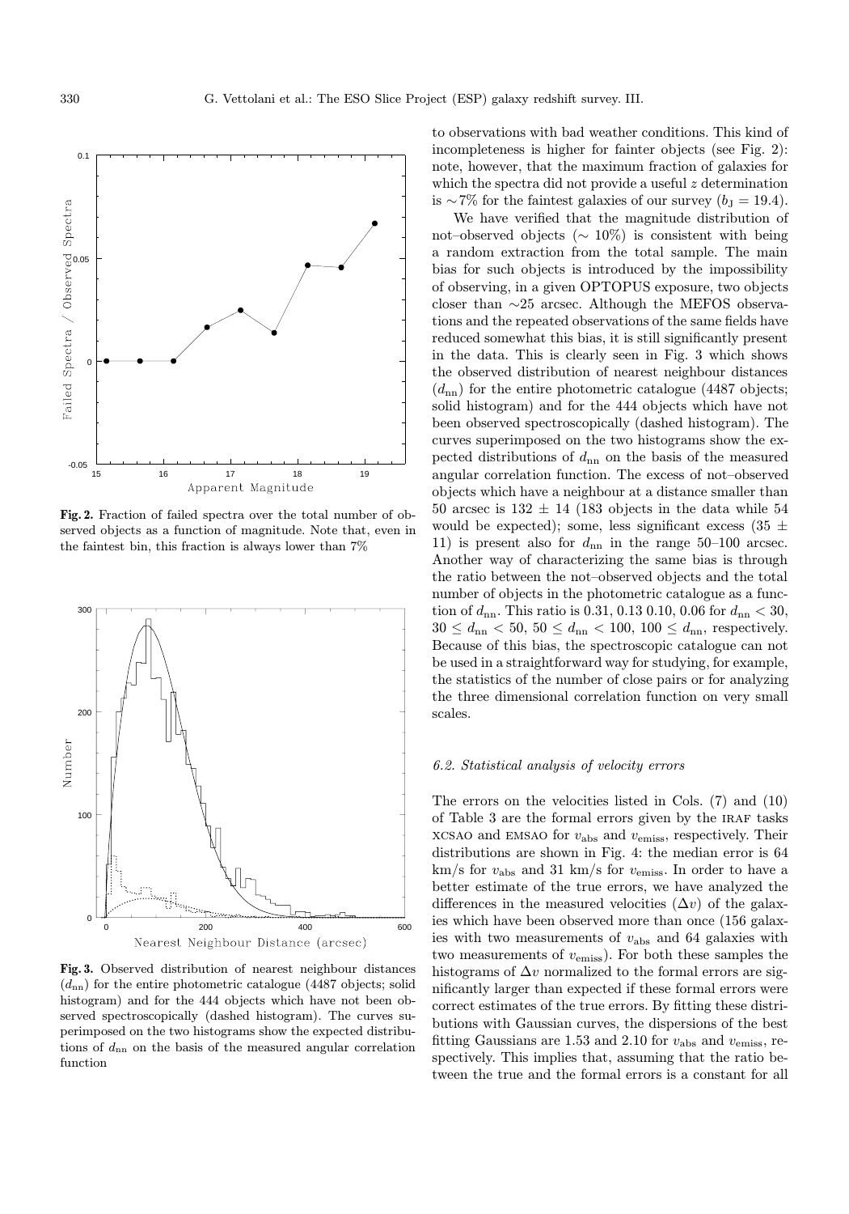0.1

Failed Spectra / Observed Spectra

0.05

0

-0.05

15 16 17 18 19

Apparent Magnitude

**Fig. 2.** Fraction of failed spectra over the total number of observed objects as a function of magnitude. Note that, even in the faintest bin, this fraction is always lower than 7%

300

200

Number

100

0

0 200 400 600

Nearest Neighbour Distance (arcsec)

**Fig. 3.** Observed distribution of nearest neighbour distances ($d_{\rm nn}$) for the entire photometric catalogue (4487 objects; solid histogram) and for the 444 objects which have not been observed spectroscopically (dashed histogram). The curves superimposed on the two histograms show the expected distributions of $d_{\rm nn}$ on the basis of the measured angular correlation function

to observations with bad weather conditions. This kind of incompleteness is higher for fainter objects (see Fig. 2): note, however, that the maximum fraction of galaxies for which the spectra did not provide a useful $z$ determination is $\sim$7% for the faintest galaxies of our survey ($b_{\rm J} = 19.4$).

We have verified that the magnitude distribution of not–observed objects ($\sim$ 10%) is consistent with being a random extraction from the total sample. The main bias for such objects is introduced by the impossibility of observing, in a given OPTOPUS exposure, two objects closer than $\sim$25 arcsec. Although the MEFOS observations and the repeated observations of the same fields have reduced somewhat this bias, it is still significantly present in the data. This is clearly seen in Fig. 3 which shows the observed distribution of nearest neighbour distances ($d_{\rm nn}$) for the entire photometric catalogue (4487 objects; solid histogram) and for the 444 objects which have not been observed spectroscopically (dashed histogram). The curves superimposed on the two histograms show the expected distributions of $d_{\rm nn}$ on the basis of the measured angular correlation function. The excess of not–observed objects which have a neighbour at a distance smaller than 50 arcsec is $132 \pm 14$ (183 objects in the data while 54 would be expected); some, less significant excess ($35 \pm 11$) is present also for $d_{\rm nn}$ in the range 50–100 arcsec. Another way of characterizing the same bias is through the ratio between the not–observed objects and the total number of objects in the photometric catalogue as a function of $d_{\rm nn}$. This ratio is 0.31, 0.13 0.10, 0.06 for $d_{\rm nn} < 30$, $30 \leq d_{\rm nn} < 50$, $50 \leq d_{\rm nn} < 100$, $100 \leq d_{\rm nn}$, respectively. Because of this bias, the spectroscopic catalogue can not be used in a straightforward way for studying, for example, the statistics of the number of close pairs or for analyzing the three dimensional correlation function on very small scales.

### *6.2. Statistical analysis of velocity errors*

The errors on the velocities listed in Cols. (7) and (10) of Table 3 are the formal errors given by the IRAF tasks XCSAO and EMSAO for $v_{\rm abs}$ and $v_{\rm emiss}$, respectively. Their distributions are shown in Fig. 4: the median error is 64 km/s for $v_{\rm abs}$ and 31 km/s for $v_{\rm emiss}$. In order to have a better estimate of the true errors, we have analyzed the differences in the measured velocities ($\Delta v$) of the galaxies which have been observed more than once (156 galaxies with two measurements of $v_{\rm abs}$ and 64 galaxies with two measurements of $v_{\rm emiss}$). For both these samples the histograms of $\Delta v$ normalized to the formal errors are significantly larger than expected if these formal errors were correct estimates of the true errors. By fitting these distributions with Gaussian curves, the dispersions of the best fitting Gaussians are 1.53 and 2.10 for $v_{\rm abs}$ and $v_{\rm emiss}$, respectively. This implies that, assuming that the ratio between the true and the formal errors is a constant for all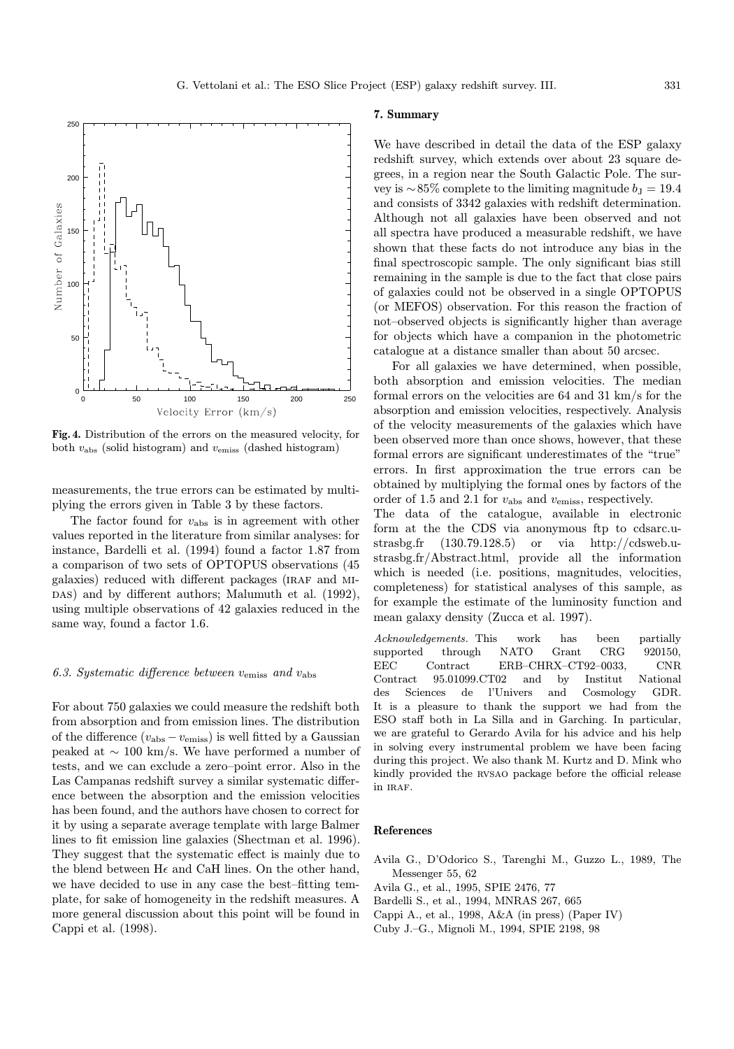**Fig. 4.** Distribution of the errors on the measured velocity, for both $v_{\rm abs}$ (solid histogram) and $v_{\rm emiss}$ (dashed histogram)

measurements, the true errors can be estimated by multiplying the errors given in Table 3 by these factors.

The factor found for $v_{\rm abs}$ is in agreement with other values reported in the literature from similar analyses: for instance, Bardelli et al. (1994) found a factor 1.87 from a comparison of two sets of OPTOPUS observations (45 galaxies) reduced with different packages (IRAF and MIDAS) and by different authors; Malumuth et al. (1992), using multiple observations of 42 galaxies reduced in the same way, found a factor 1.6.

### 6.3. Systematic difference between $v_{\rm emiss}$ and $v_{\rm abs}$

For about 750 galaxies we could measure the redshift both from absorption and from emission lines. The distribution of the difference ($v_{\rm abs} - v_{\rm emiss}$) is well fitted by a Gaussian peaked at $\sim 100$ km/s. We have performed a number of tests, and we can exclude a zero–point error. Also in the Las Campanas redshift survey a similar systematic difference between the absorption and the emission velocities has been found, and the authors have chosen to correct for it by using a separate average template with large Balmer lines to fit emission line galaxies (Shectman et al. 1996). They suggest that the systematic effect is mainly due to the blend between H$\epsilon$ and CaH lines. On the other hand, we have decided to use in any case the best–fitting template, for sake of homogeneity in the redshift measures. A more general discussion about this point will be found in Cappi et al. (1998).

## 7. Summary

We have described in detail the data of the ESP galaxy redshift survey, which extends over about 23 square degrees, in a region near the South Galactic Pole. The survey is $\sim$85% complete to the limiting magnitude $b_{\rm J} = 19.4$ and consists of 3342 galaxies with redshift determination. Although not all galaxies have been observed and not all spectra have produced a measurable redshift, we have shown that these facts do not introduce any bias in the final spectroscopic sample. The only significant bias still remaining in the sample is due to the fact that close pairs of galaxies could not be observed in a single OPTOPUS (or MEFOS) observation. For this reason the fraction of not–observed objects is significantly higher than average for objects which have a companion in the photometric catalogue at a distance smaller than about 50 arcsec.

For all galaxies we have determined, when possible, both absorption and emission velocities. The median formal errors on the velocities are 64 and 31 km/s for the absorption and emission velocities, respectively. Analysis of the velocity measurements of the galaxies which have been observed more than once shows, however, that these formal errors are significant underestimates of the "true" errors. In first approximation the true errors can be obtained by multiplying the formal ones by factors of the order of 1.5 and 2.1 for $v_{\rm abs}$ and $v_{\rm emiss}$, respectively.

The data of the catalogue, available in electronic form at the the CDS via anonymous ftp to cdsarc.u-strasbg.fr (130.79.128.5) or via http://cdsweb.u-strasbg.fr/Abstract.html, provide all the information which is needed (i.e. positions, magnitudes, velocities, completeness) for statistical analyses of this sample, as for example the estimate of the luminosity function and mean galaxy density (Zucca et al. 1997).

*Acknowledgements.* This work has been partially supported through NATO Grant CRG 920150, EEC Contract ERB–CHRX–CT92–0033, CNR Contract 95.01099.CT02 and by Institut National des Sciences de l'Univers and Cosmology GDR. It is a pleasure to thank the support we had from the ESO staff both in La Silla and in Garching. In particular, we are grateful to Gerardo Avila for his advice and his help in solving every instrumental problem we have been facing during this project. We also thank M. Kurtz and D. Mink who kindly provided the RVSAO package before the official release in IRAF.

## References

Avila G., D'Odorico S., Tarenghi M., Guzzo L., 1989, The Messenger 55, 62

Avila G., et al., 1995, SPIE 2476, 77

Bardelli S., et al., 1994, MNRAS 267, 665

Cappi A., et al., 1998, A&A (in press) (Paper IV)

Cuby J.–G., Mignoli M., 1994, SPIE 2198, 98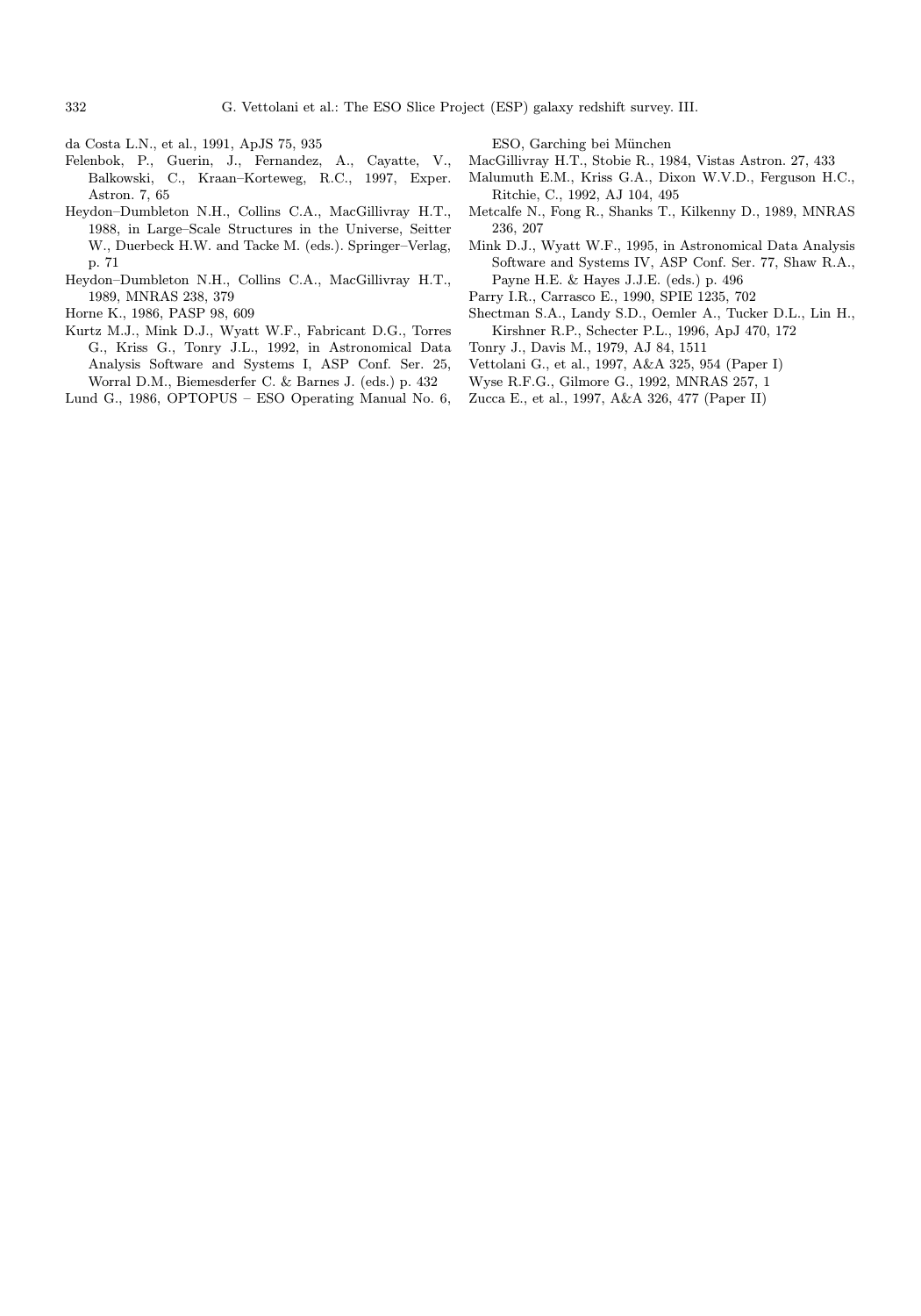da Costa L.N., et al., 1991, ApJS 75, 935

Felenbok, P., Guerin, J., Fernandez, A., Cayatte, V., Balkowski, C., Kraan–Korteweg, R.C., 1997, Exper. Astron. 7, 65

Heydon–Dumbleton N.H., Collins C.A., MacGillivray H.T., 1988, in Large–Scale Structures in the Universe, Seitter W., Duerbeck H.W. and Tacke M. (eds.). Springer–Verlag, p. 71

Heydon–Dumbleton N.H., Collins C.A., MacGillivray H.T., 1989, MNRAS 238, 379

Horne K., 1986, PASP 98, 609

Kurtz M.J., Mink D.J., Wyatt W.F., Fabricant D.G., Torres G., Kriss G., Tonry J.L., 1992, in Astronomical Data Analysis Software and Systems I, ASP Conf. Ser. 25, Worral D.M., Biemesderfer C. & Barnes J. (eds.) p. 432

Lund G., 1986, OPTOPUS – ESO Operating Manual No. 6, ESO, Garching bei München

MacGillivray H.T., Stobie R., 1984, Vistas Astron. 27, 433

Malumuth E.M., Kriss G.A., Dixon W.V.D., Ferguson H.C., Ritchie, C., 1992, AJ 104, 495

Metcalfe N., Fong R., Shanks T., Kilkenny D., 1989, MNRAS 236, 207

Mink D.J., Wyatt W.F., 1995, in Astronomical Data Analysis Software and Systems IV, ASP Conf. Ser. 77, Shaw R.A., Payne H.E. & Hayes J.J.E. (eds.) p. 496

Parry I.R., Carrasco E., 1990, SPIE 1235, 702

Shectman S.A., Landy S.D., Oemler A., Tucker D.L., Lin H., Kirshner R.P., Schecter P.L., 1996, ApJ 470, 172

Tonry J., Davis M., 1979, AJ 84, 1511

Vettolani G., et al., 1997, A&A 325, 954 (Paper I)

Wyse R.F.G., Gilmore G., 1992, MNRAS 257, 1

Zucca E., et al., 1997, A&A 326, 477 (Paper II)